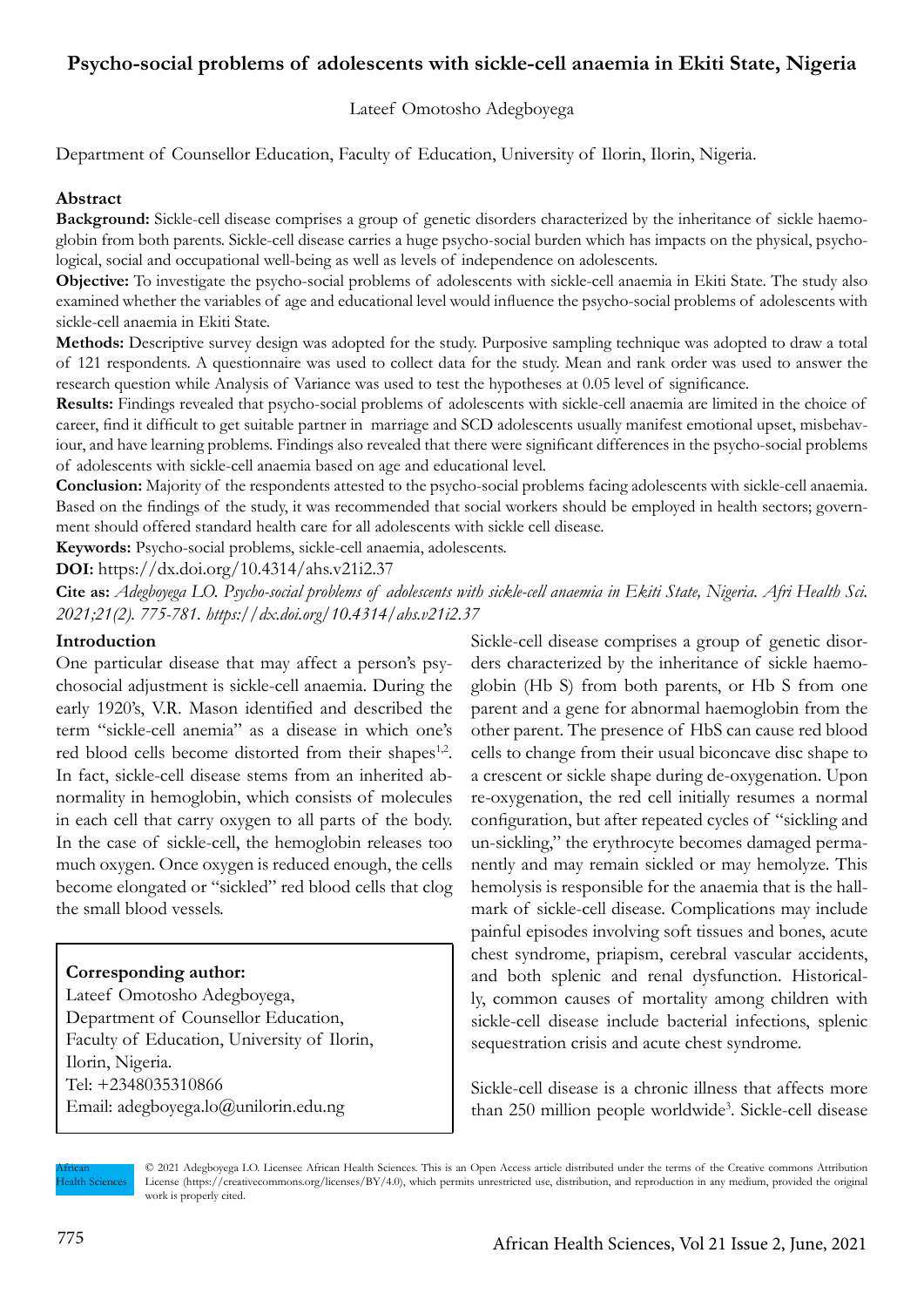# Psycho-social problems of adolescents with sickle-cell anaemia in Ekiti State, Nigeria

Lateef Omotosho Adegboyega

Department of Counsellor Education, Faculty of Education, University of Ilorin, Ilorin, Nigeria.

## Abstract

**Background:** Sickle-cell disease comprises a group of genetic disorders characterized by the inheritance of sickle haemoglobin from both parents. Sickle-cell disease carries a huge psycho-social burden which has impacts on the physical, psychological, social and occupational well-being as well as levels of independence on adolescents.

**Objective:** To investigate the psycho-social problems of adolescents with sickle-cell anaemia in Ekiti State. The study also examined whether the variables of age and educational level would influence the psycho-social problems of adolescents with sickle-cell anaemia in Ekiti State.

**Methods:** Descriptive survey design was adopted for the study. Purposive sampling technique was adopted to draw a total of 121 respondents. A questionnaire was used to collect data for the study. Mean and rank order was used to answer the research question while Analysis of Variance was used to test the hypotheses at 0.05 level of significance.

**Results:** Findings revealed that psycho-social problems of adolescents with sickle-cell anaemia are limited in the choice of career, find it difficult to get suitable partner in marriage and SCD adolescents usually manifest emotional upset, misbehaviour, and have learning problems. Findings also revealed that there were significant differences in the psycho-social problems of adolescents with sickle-cell anaemia based on age and educational level.

**Conclusion:** Majority of the respondents attested to the psycho-social problems facing adolescents with sickle-cell anaemia. Based on the findings of the study, it was recommended that social workers should be employed in health sectors; government should offered standard health care for all adolescents with sickle cell disease.

**Keywords:** Psycho-social problems, sickle-cell anaemia, adolescents.

**DOI:** https://dx.doi.org/10.4314/ahs.v21i2.37

**Cite as:** *Adegboyega LO. Psycho-social problems of adolescents with sickle-cell anaemia in Ekiti State, Nigeria. Afri Health Sci. 2021;21(2). 775-781. https://dx.doi.org/10.4314/ahs.v21i2.37*

## Introduction

One particular disease that may affect a person's psychosocial adjustment is sickle-cell anaemia. During the early 1920's, V.R. Mason identified and described the term "sickle-cell anemia" as a disease in which one's red blood cells become distorted from their shapes[1,2]. In fact, sickle-cell disease stems from an inherited abnormality in hemoglobin, which consists of molecules in each cell that carry oxygen to all parts of the body. In the case of sickle-cell, the hemoglobin releases too much oxygen. Once oxygen is reduced enough, the cells become elongated or "sickled" red blood cells that clog the small blood vessels.

**Corresponding author:**
Lateef Omotosho Adegboyega,
Department of Counsellor Education,
Faculty of Education, University of Ilorin,
Ilorin, Nigeria.
Tel: +2348035310866
Email: adegboyega.lo@unilorin.edu.ng

Sickle-cell disease comprises a group of genetic disorders characterized by the inheritance of sickle haemoglobin (Hb S) from both parents, or Hb S from one parent and a gene for abnormal haemoglobin from the other parent. The presence of HbS can cause red blood cells to change from their usual biconcave disc shape to a crescent or sickle shape during de-oxygenation. Upon re-oxygenation, the red cell initially resumes a normal configuration, but after repeated cycles of "sickling and un-sickling," the erythrocyte becomes damaged permanently and may remain sickled or may hemolyze. This hemolysis is responsible for the anaemia that is the hallmark of sickle-cell disease. Complications may include painful episodes involving soft tissues and bones, acute chest syndrome, priapism, cerebral vascular accidents, and both splenic and renal dysfunction. Historically, common causes of mortality among children with sickle-cell disease include bacterial infections, splenic sequestration crisis and acute chest syndrome.

Sickle-cell disease is a chronic illness that affects more than 250 million people worldwide[3]. Sickle-cell disease

© 2021 Adegboyega LO. Licensee African Health Sciences. This is an Open Access article distributed under the terms of the Creative commons Attribution License (https://creativecommons.org/licenses/BY/4.0), which permits unrestricted use, distribution, and reproduction in any medium, provided the original work is properly cited.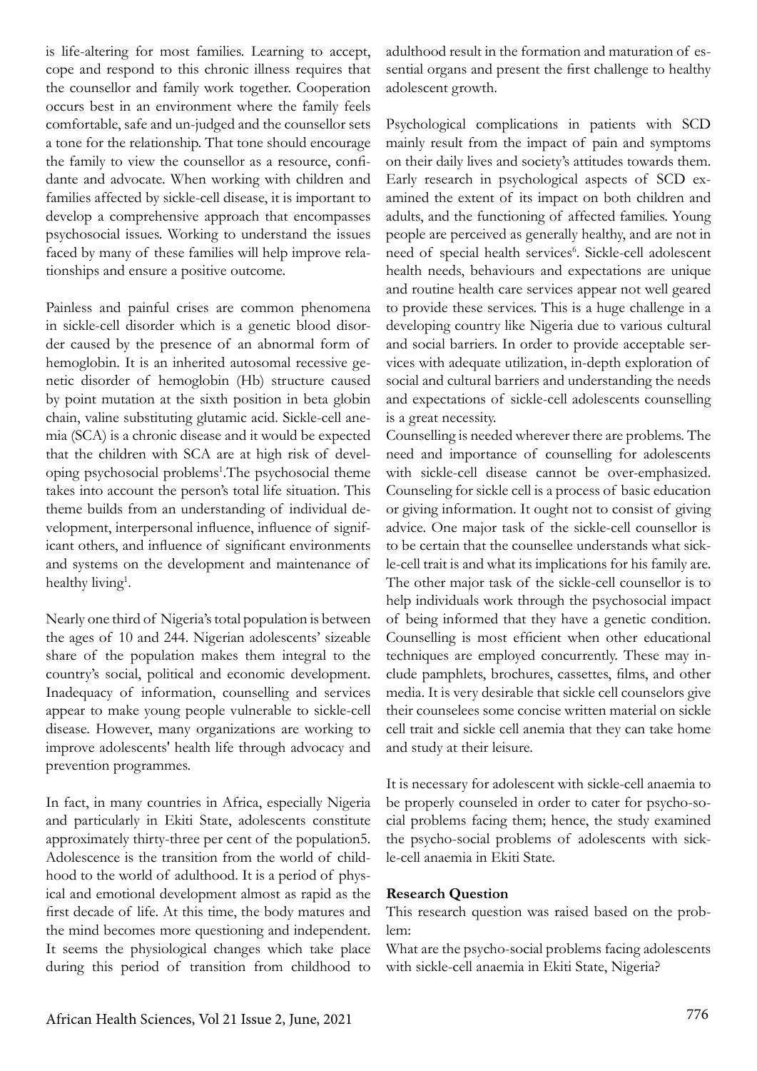is life-altering for most families. Learning to accept, cope and respond to this chronic illness requires that the counsellor and family work together. Cooperation occurs best in an environment where the family feels comfortable, safe and un-judged and the counsellor sets a tone for the relationship. That tone should encourage the family to view the counsellor as a resource, confidante and advocate. When working with children and families affected by sickle-cell disease, it is important to develop a comprehensive approach that encompasses psychosocial issues. Working to understand the issues faced by many of these families will help improve relationships and ensure a positive outcome.

Painless and painful crises are common phenomena in sickle-cell disorder which is a genetic blood disorder caused by the presence of an abnormal form of hemoglobin. It is an inherited autosomal recessive genetic disorder of hemoglobin (Hb) structure caused by point mutation at the sixth position in beta globin chain, valine substituting glutamic acid. Sickle-cell anemia (SCA) is a chronic disease and it would be expected that the children with SCA are at high risk of developing psychosocial problems[1].The psychosocial theme takes into account the person's total life situation. This theme builds from an understanding of individual development, interpersonal influence, influence of significant others, and influence of significant environments and systems on the development and maintenance of healthy living[1].

Nearly one third of Nigeria's total population is between the ages of 10 and 244. Nigerian adolescents' sizeable share of the population makes them integral to the country's social, political and economic development. Inadequacy of information, counselling and services appear to make young people vulnerable to sickle-cell disease. However, many organizations are working to improve adolescents' health life through advocacy and prevention programmes.

In fact, in many countries in Africa, especially Nigeria and particularly in Ekiti State, adolescents constitute approximately thirty-three per cent of the population5. Adolescence is the transition from the world of childhood to the world of adulthood. It is a period of physical and emotional development almost as rapid as the first decade of life. At this time, the body matures and the mind becomes more questioning and independent. It seems the physiological changes which take place during this period of transition from childhood to adulthood result in the formation and maturation of essential organs and present the first challenge to healthy adolescent growth.

Psychological complications in patients with SCD mainly result from the impact of pain and symptoms on their daily lives and society's attitudes towards them. Early research in psychological aspects of SCD examined the extent of its impact on both children and adults, and the functioning of affected families. Young people are perceived as generally healthy, and are not in need of special health services[6]. Sickle-cell adolescent health needs, behaviours and expectations are unique and routine health care services appear not well geared to provide these services. This is a huge challenge in a developing country like Nigeria due to various cultural and social barriers. In order to provide acceptable services with adequate utilization, in-depth exploration of social and cultural barriers and understanding the needs and expectations of sickle-cell adolescents counselling is a great necessity.

Counselling is needed wherever there are problems. The need and importance of counselling for adolescents with sickle-cell disease cannot be over-emphasized. Counseling for sickle cell is a process of basic education or giving information. It ought not to consist of giving advice. One major task of the sickle-cell counsellor is to be certain that the counsellee understands what sickle-cell trait is and what its implications for his family are. The other major task of the sickle-cell counsellor is to help individuals work through the psychosocial impact of being informed that they have a genetic condition. Counselling is most efficient when other educational techniques are employed concurrently. These may include pamphlets, brochures, cassettes, films, and other media. It is very desirable that sickle cell counselors give their counselees some concise written material on sickle cell trait and sickle cell anemia that they can take home and study at their leisure.

It is necessary for adolescent with sickle-cell anaemia to be properly counseled in order to cater for psycho-social problems facing them; hence, the study examined the psycho-social problems of adolescents with sickle-cell anaemia in Ekiti State.

**Research Question**

This research question was raised based on the problem:

What are the psycho-social problems facing adolescents with sickle-cell anaemia in Ekiti State, Nigeria?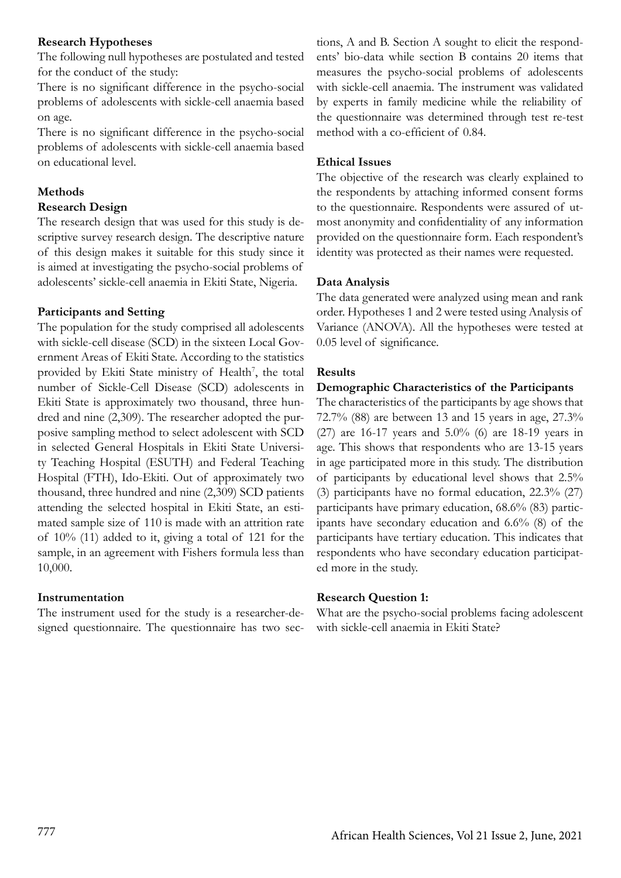### Research Hypotheses

The following null hypotheses are postulated and tested for the conduct of the study:

There is no significant difference in the psycho-social problems of adolescents with sickle-cell anaemia based on age.

There is no significant difference in the psycho-social problems of adolescents with sickle-cell anaemia based on educational level.

## Methods

### Research Design

The research design that was used for this study is descriptive survey research design. The descriptive nature of this design makes it suitable for this study since it is aimed at investigating the psycho-social problems of adolescents' sickle-cell anaemia in Ekiti State, Nigeria.

### Participants and Setting

The population for the study comprised all adolescents with sickle-cell disease (SCD) in the sixteen Local Government Areas of Ekiti State. According to the statistics provided by Ekiti State ministry of Health[7], the total number of Sickle-Cell Disease (SCD) adolescents in Ekiti State is approximately two thousand, three hundred and nine (2,309). The researcher adopted the purposive sampling method to select adolescent with SCD in selected General Hospitals in Ekiti State University Teaching Hospital (ESUTH) and Federal Teaching Hospital (FTH), Ido-Ekiti. Out of approximately two thousand, three hundred and nine (2,309) SCD patients attending the selected hospital in Ekiti State, an estimated sample size of 110 is made with an attrition rate of 10% (11) added to it, giving a total of 121 for the sample, in an agreement with Fishers formula less than 10,000.

### Instrumentation

The instrument used for the study is a researcher-designed questionnaire. The questionnaire has two sections, A and B. Section A sought to elicit the respondents' bio-data while section B contains 20 items that measures the psycho-social problems of adolescents with sickle-cell anaemia. The instrument was validated by experts in family medicine while the reliability of the questionnaire was determined through test re-test method with a co-efficient of 0.84.

### Ethical Issues

The objective of the research was clearly explained to the respondents by attaching informed consent forms to the questionnaire. Respondents were assured of utmost anonymity and confidentiality of any information provided on the questionnaire form. Each respondent's identity was protected as their names were requested.

### Data Analysis

The data generated were analyzed using mean and rank order. Hypotheses 1 and 2 were tested using Analysis of Variance (ANOVA). All the hypotheses were tested at 0.05 level of significance.

## Results

### Demographic Characteristics of the Participants

The characteristics of the participants by age shows that 72.7% (88) are between 13 and 15 years in age, 27.3% (27) are 16-17 years and 5.0% (6) are 18-19 years in age. This shows that respondents who are 13-15 years in age participated more in this study. The distribution of participants by educational level shows that 2.5% (3) participants have no formal education, 22.3% (27) participants have primary education, 68.6% (83) participants have secondary education and 6.6% (8) of the participants have tertiary education. This indicates that respondents who have secondary education participated more in the study.

### Research Question 1:

What are the psycho-social problems facing adolescent with sickle-cell anaemia in Ekiti State?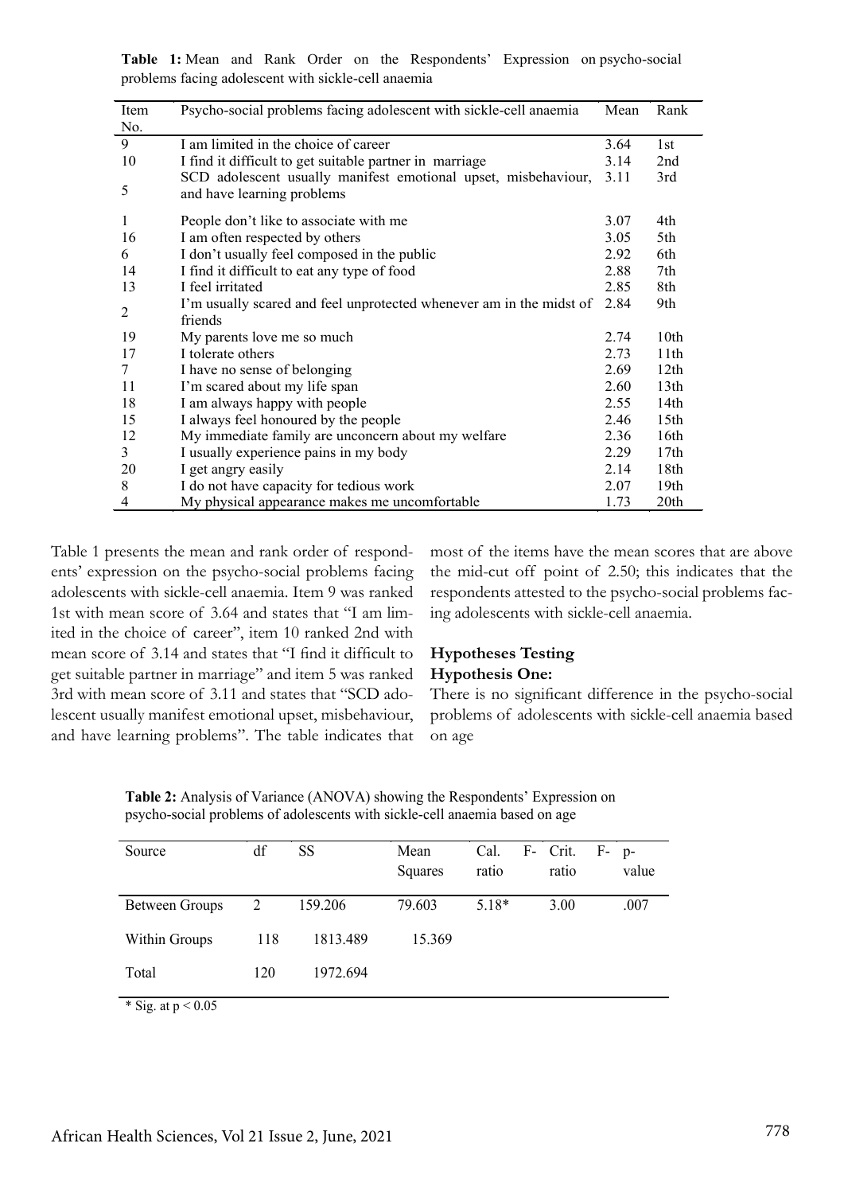**Table 1:** Mean and Rank Order on the Respondents' Expression on psycho-social problems facing adolescent with sickle-cell anaemia

| Item No. | Psycho-social problems facing adolescent with sickle-cell anaemia | Mean | Rank |
|---|---|---|---|
| 9 | I am limited in the choice of career | 3.64 | 1st |
| 10 | I find it difficult to get suitable partner in marriage | 3.14 | 2nd |
| 5 | SCD adolescent usually manifest emotional upset, misbehaviour, and have learning problems | 3.11 | 3rd |
| 1 | People don't like to associate with me | 3.07 | 4th |
| 16 | I am often respected by others | 3.05 | 5th |
| 6 | I don't usually feel composed in the public | 2.92 | 6th |
| 14 | I find it difficult to eat any type of food | 2.88 | 7th |
| 13 | I feel irritated | 2.85 | 8th |
| 2 | I'm usually scared and feel unprotected whenever am in the midst of friends | 2.84 | 9th |
| 19 | My parents love me so much | 2.74 | 10th |
| 17 | I tolerate others | 2.73 | 11th |
| 7 | I have no sense of belonging | 2.69 | 12th |
| 11 | I'm scared about my life span | 2.60 | 13th |
| 18 | I am always happy with people | 2.55 | 14th |
| 15 | I always feel honoured by the people | 2.46 | 15th |
| 12 | My immediate family are unconcern about my welfare | 2.36 | 16th |
| 3 | I usually experience pains in my body | 2.29 | 17th |
| 20 | I get angry easily | 2.14 | 18th |
| 8 | I do not have capacity for tedious work | 2.07 | 19th |
| 4 | My physical appearance makes me uncomfortable | 1.73 | 20th |

Table 1 presents the mean and rank order of respondents' expression on the psycho-social problems facing adolescents with sickle-cell anaemia. Item 9 was ranked 1st with mean score of 3.64 and states that "I am limited in the choice of career", item 10 ranked 2nd with mean score of 3.14 and states that "I find it difficult to get suitable partner in marriage" and item 5 was ranked 3rd with mean score of 3.11 and states that "SCD adolescent usually manifest emotional upset, misbehaviour, and have learning problems". The table indicates that most of the items have the mean scores that are above the mid-cut off point of 2.50; this indicates that the respondents attested to the psycho-social problems facing adolescents with sickle-cell anaemia.

### Hypotheses Testing

#### Hypothesis One:

There is no significant difference in the psycho-social problems of adolescents with sickle-cell anaemia based on age

**Table 2:** Analysis of Variance (ANOVA) showing the Respondents' Expression on psycho-social problems of adolescents with sickle-cell anaemia based on age

| Source | df | SS | Mean Squares | Cal. F-ratio | Crit. F-ratio | p-value |
|---|---|---|---|---|---|---|
| Between Groups | 2 | 159.206 | 79.603 | 5.18* | 3.00 | .007 |
| Within Groups | 118 | 1813.489 | 15.369 | | | |
| Total | 120 | 1972.694 | | | | |

\* Sig. at $p < 0.05$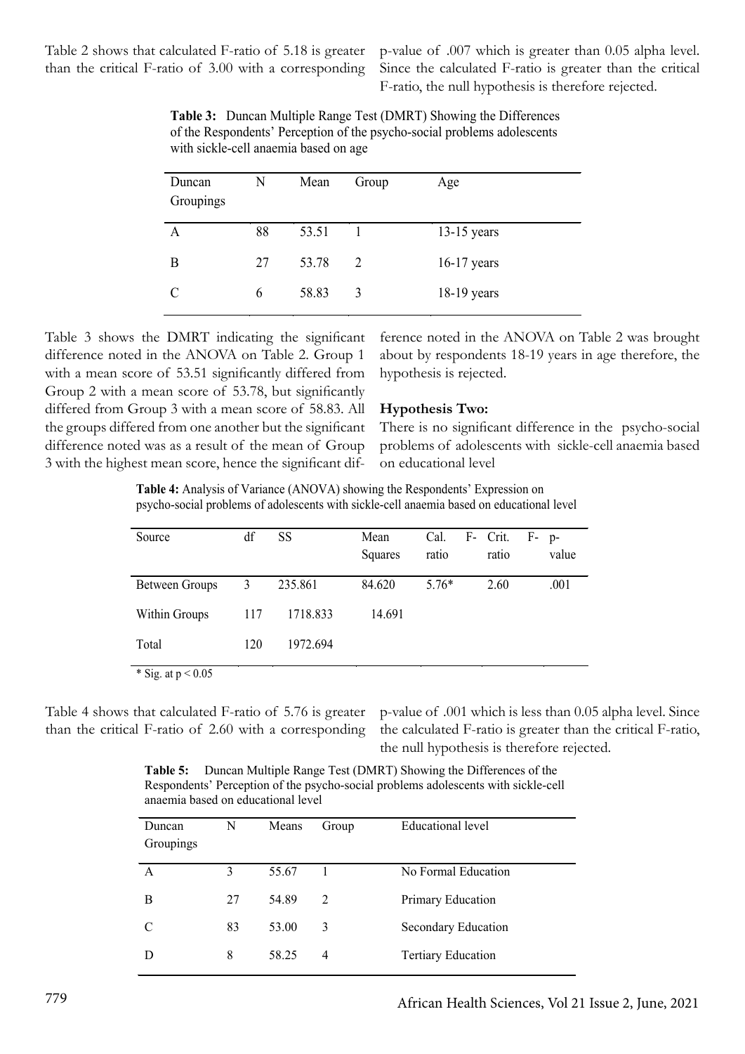Table 2 shows that calculated F-ratio of 5.18 is greater than the critical F-ratio of 3.00 with a corresponding p-value of .007 which is greater than 0.05 alpha level. Since the calculated F-ratio is greater than the critical F-ratio, the null hypothesis is therefore rejected.

**Table 3:** Duncan Multiple Range Test (DMRT) Showing the Differences of the Respondents' Perception of the psycho-social problems adolescents with sickle-cell anaemia based on age

| Duncan Groupings | N | Mean | Group | Age |
|---|---|---|---|---|
| A | 88 | 53.51 | 1 | 13-15 years |
| B | 27 | 53.78 | 2 | 16-17 years |
| C | 6 | 58.83 | 3 | 18-19 years |

Table 3 shows the DMRT indicating the significant difference noted in the ANOVA on Table 2. Group 1 with a mean score of 53.51 significantly differed from Group 2 with a mean score of 53.78, but significantly differed from Group 3 with a mean score of 58.83. All the groups differed from one another but the significant difference noted was as a result of the mean of Group 3 with the highest mean score, hence the significant difference noted in the ANOVA on Table 2 was brought about by respondents 18-19 years in age therefore, the hypothesis is rejected.

**Hypothesis Two:**

There is no significant difference in the psycho-social problems of adolescents with sickle-cell anaemia based on educational level

**Table 4:** Analysis of Variance (ANOVA) showing the Respondents' Expression on psycho-social problems of adolescents with sickle-cell anaemia based on educational level

| Source | df | SS | Mean Squares | Cal. F-ratio | Crit. F-ratio | p-value |
|---|---|---|---|---|---|---|
| Between Groups | 3 | 235.861 | 84.620 | 5.76* | 2.60 | .001 |
| Within Groups | 117 | 1718.833 | 14.691 | | | |
| Total | 120 | 1972.694 | | | | |

* Sig. at $p < 0.05$

Table 4 shows that calculated F-ratio of 5.76 is greater than the critical F-ratio of 2.60 with a corresponding p-value of .001 which is less than 0.05 alpha level. Since the calculated F-ratio is greater than the critical F-ratio, the null hypothesis is therefore rejected.

**Table 5:** Duncan Multiple Range Test (DMRT) Showing the Differences of the Respondents' Perception of the psycho-social problems adolescents with sickle-cell anaemia based on educational level

| Duncan Groupings | N | Means | Group | Educational level |
|---|---|---|---|---|
| A | 3 | 55.67 | 1 | No Formal Education |
| B | 27 | 54.89 | 2 | Primary Education |
| C | 83 | 53.00 | 3 | Secondary Education |
| D | 8 | 58.25 | 4 | Tertiary Education |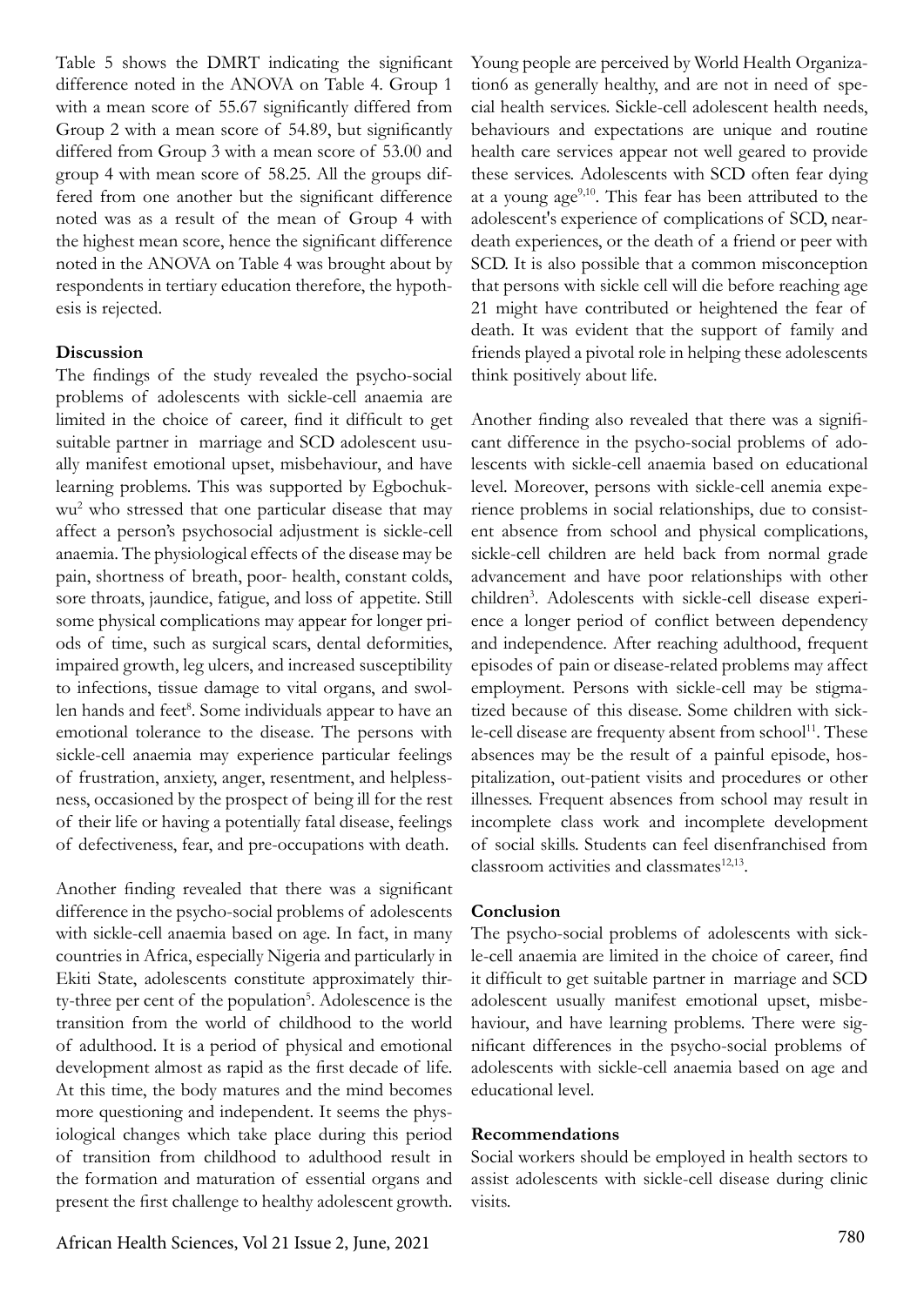Table 5 shows the DMRT indicating the significant difference noted in the ANOVA on Table 4. Group 1 with a mean score of 55.67 significantly differed from Group 2 with a mean score of 54.89, but significantly differed from Group 3 with a mean score of 53.00 and group 4 with mean score of 58.25. All the groups differed from one another but the significant difference noted was as a result of the mean of Group 4 with the highest mean score, hence the significant difference noted in the ANOVA on Table 4 was brought about by respondents in tertiary education therefore, the hypothesis is rejected.

**Discussion**

The findings of the study revealed the psycho-social problems of adolescents with sickle-cell anaemia are limited in the choice of career, find it difficult to get suitable partner in marriage and SCD adolescent usually manifest emotional upset, misbehaviour, and have learning problems. This was supported by Egbochukwu[2] who stressed that one particular disease that may affect a person's psychosocial adjustment is sickle-cell anaemia. The physiological effects of the disease may be pain, shortness of breath, poor- health, constant colds, sore throats, jaundice, fatigue, and loss of appetite. Still some physical complications may appear for longer priods of time, such as surgical scars, dental deformities, impaired growth, leg ulcers, and increased susceptibility to infections, tissue damage to vital organs, and swollen hands and feet[8]. Some individuals appear to have an emotional tolerance to the disease. The persons with sickle-cell anaemia may experience particular feelings of frustration, anxiety, anger, resentment, and helplessness, occasioned by the prospect of being ill for the rest of their life or having a potentially fatal disease, feelings of defectiveness, fear, and pre-occupations with death.

Another finding revealed that there was a significant difference in the psycho-social problems of adolescents with sickle-cell anaemia based on age. In fact, in many countries in Africa, especially Nigeria and particularly in Ekiti State, adolescents constitute approximately thirty-three per cent of the population[5]. Adolescence is the transition from the world of childhood to the world of adulthood. It is a period of physical and emotional development almost as rapid as the first decade of life. At this time, the body matures and the mind becomes more questioning and independent. It seems the physiological changes which take place during this period of transition from childhood to adulthood result in the formation and maturation of essential organs and present the first challenge to healthy adolescent growth. Young people are perceived by World Health Organization6 as generally healthy, and are not in need of special health services. Sickle-cell adolescent health needs, behaviours and expectations are unique and routine health care services appear not well geared to provide these services. Adolescents with SCD often fear dying at a young age[9,10]. This fear has been attributed to the adolescent's experience of complications of SCD, near-death experiences, or the death of a friend or peer with SCD. It is also possible that a common misconception that persons with sickle cell will die before reaching age 21 might have contributed or heightened the fear of death. It was evident that the support of family and friends played a pivotal role in helping these adolescents think positively about life.

Another finding also revealed that there was a significant difference in the psycho-social problems of adolescents with sickle-cell anaemia based on educational level. Moreover, persons with sickle-cell anemia experience problems in social relationships, due to consistent absence from school and physical complications, sickle-cell children are held back from normal grade advancement and have poor relationships with other children[3]. Adolescents with sickle-cell disease experience a longer period of conflict between dependency and independence. After reaching adulthood, frequent episodes of pain or disease-related problems may affect employment. Persons with sickle-cell may be stigmatized because of this disease. Some children with sickle-cell disease are frequenty absent from school[11]. These absences may be the result of a painful episode, hospitalization, out-patient visits and procedures or other illnesses. Frequent absences from school may result in incomplete class work and incomplete development of social skills. Students can feel disenfranchised from classroom activities and classmates[12,13].

**Conclusion**

The psycho-social problems of adolescents with sickle-cell anaemia are limited in the choice of career, find it difficult to get suitable partner in marriage and SCD adolescent usually manifest emotional upset, misbehaviour, and have learning problems. There were significant differences in the psycho-social problems of adolescents with sickle-cell anaemia based on age and educational level.

**Recommendations**

Social workers should be employed in health sectors to assist adolescents with sickle-cell disease during clinic visits.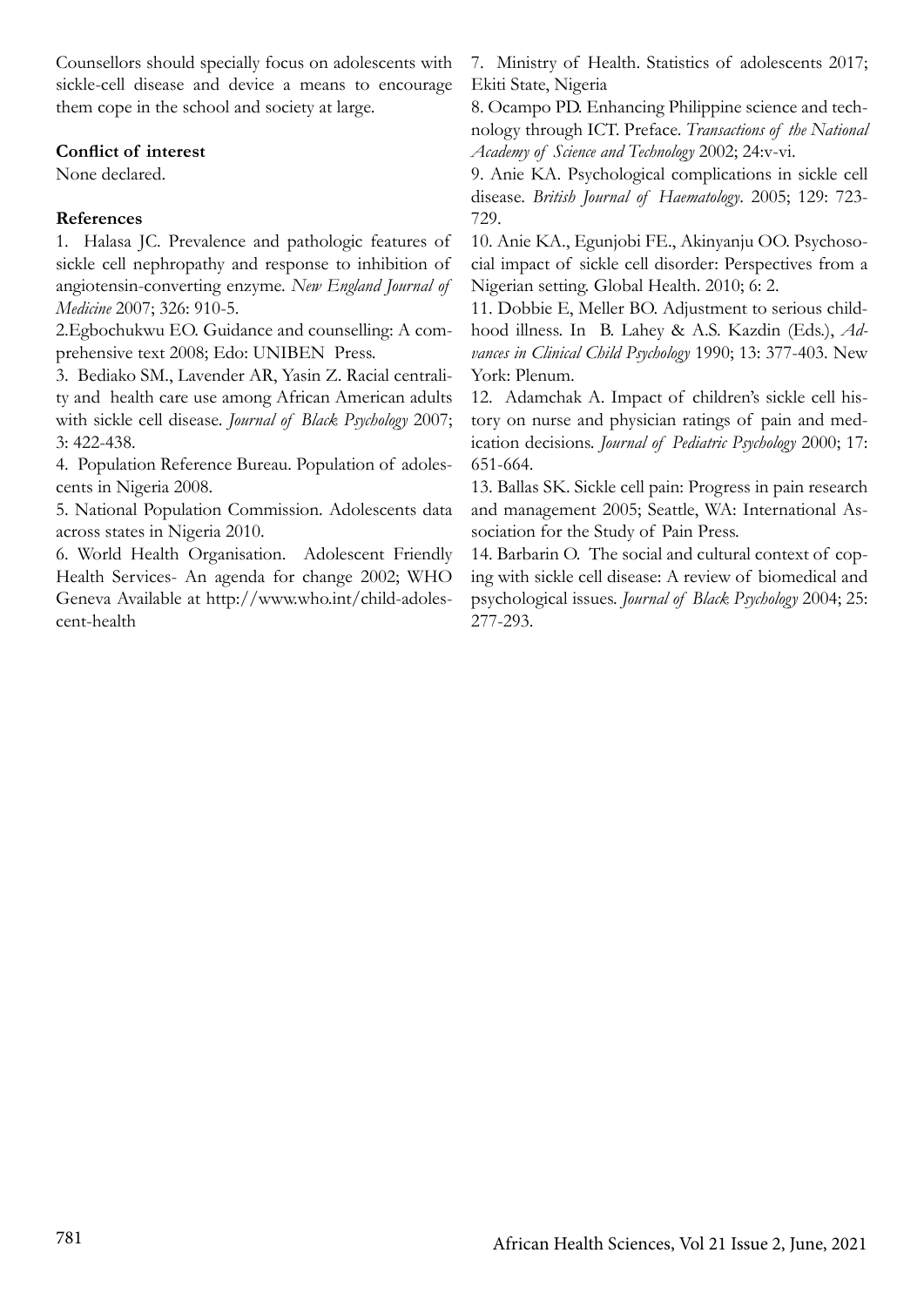Counsellors should specially focus on adolescents with sickle-cell disease and device a means to encourage them cope in the school and society at large.

**Conflict of interest**

None declared.

**References**

1. Halasa JC. Prevalence and pathologic features of sickle cell nephropathy and response to inhibition of angiotensin-converting enzyme. *New England Journal of Medicine* 2007; 326: 910-5.

2.Egbochukwu EO. Guidance and counselling: A comprehensive text 2008; Edo: UNIBEN Press.

3. Bediako SM., Lavender AR, Yasin Z. Racial centrality and health care use among African American adults with sickle cell disease. *Journal of Black Psychology* 2007; 3: 422-438.

4. Population Reference Bureau. Population of adolescents in Nigeria 2008.

5. National Population Commission. Adolescents data across states in Nigeria 2010.

6. World Health Organisation. Adolescent Friendly Health Services- An agenda for change 2002; WHO Geneva Available at http://www.who.int/child-adolescent-health

7. Ministry of Health. Statistics of adolescents 2017; Ekiti State, Nigeria

8. Ocampo PD. Enhancing Philippine science and technology through ICT. Preface. *Transactions of the National Academy of Science and Technology* 2002; 24:v-vi.

9. Anie KA. Psychological complications in sickle cell disease. *British Journal of Haematology*. 2005; 129: 723-729.

10. Anie KA., Egunjobi FE., Akinyanju OO. Psychosocial impact of sickle cell disorder: Perspectives from a Nigerian setting. Global Health. 2010; 6: 2.

11. Dobbie E, Meller BO. Adjustment to serious childhood illness. In B. Lahey & A.S. Kazdin (Eds.), *Advances in Clinical Child Psychology* 1990; 13: 377-403. New York: Plenum.

12. Adamchak A. Impact of children's sickle cell history on nurse and physician ratings of pain and medication decisions. *Journal of Pediatric Psychology* 2000; 17: 651-664.

13. Ballas SK. Sickle cell pain: Progress in pain research and management 2005; Seattle, WA: International Association for the Study of Pain Press.

14. Barbarin O. The social and cultural context of coping with sickle cell disease: A review of biomedical and psychological issues. *Journal of Black Psychology* 2004; 25: 277-293.